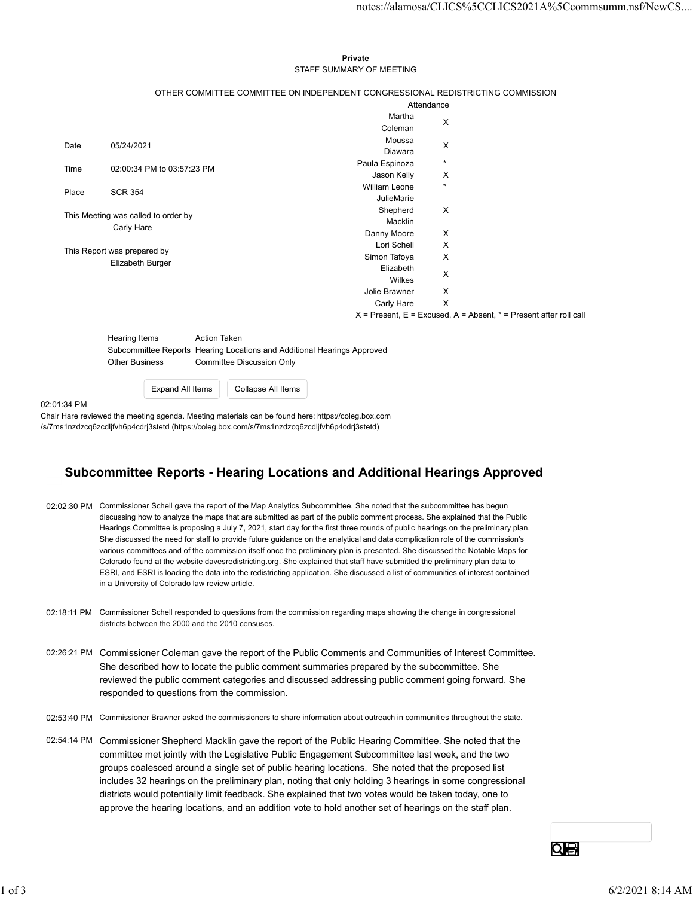**Private**

STAFF SUMMARY OF MEETING

OTHER COMMITTEE COMMITTEE ON INDEPENDENT CONGRESSIONAL REDISTRICTING COMMISSION

| | |
|---|---|
| Date | 05/24/2021 |
| Time | 02:00:34 PM to 03:57:23 PM |
| Place | SCR 354 |

This Meeting was called to order by
Carly Hare

This Report was prepared by
Elizabeth Burger

| Attendance | |
|---|---|
| Martha Coleman | X |
| Moussa Diawara | X |
| Paula Espinoza | * |
| Jason Kelly | X |
| William Leone | * |
| JulieMarie Shepherd Macklin | X |
| Danny Moore | X |
| Lori Schell | X |
| Simon Tafoya | X |
| Elizabeth Wilkes | X |
| Jolie Brawner | X |
| Carly Hare | X |

X = Present, E = Excused, A = Absent, * = Present after roll call

| Hearing Items | Action Taken |
|---|---|
| Subcommittee Reports | Hearing Locations and Additional Hearings Approved |
| Other Business | Committee Discussion Only |

02:01:34 PM

Chair Hare reviewed the meeting agenda. Meeting materials can be found here: https://coleg.box.com/s/7ms1nzdzcq6zcdljfvh6p4cdrj3stetd (https://coleg.box.com/s/7ms1nzdzcq6zcdljfvh6p4cdrj3stetd)

## Subcommittee Reports - Hearing Locations and Additional Hearings Approved

02:02:30 PM Commissioner Schell gave the report of the Map Analytics Subcommittee. She noted that the subcommittee has begun discussing how to analyze the maps that are submitted as part of the public comment process. She explained that the Public Hearings Committee is proposing a July 7, 2021, start day for the first three rounds of public hearings on the preliminary plan. She discussed the need for staff to provide future guidance on the analytical and data complication role of the commission's various committees and of the commission itself once the preliminary plan is presented. She discussed the Notable Maps for Colorado found at the website davesredistricting.org. She explained that staff have submitted the preliminary plan data to ESRI, and ESRI is loading the data into the redistricting application. She discussed a list of communities of interest contained in a University of Colorado law review article.

02:18:11 PM Commissioner Schell responded to questions from the commission regarding maps showing the change in congressional districts between the 2000 and the 2010 censuses.

02:26:21 PM Commissioner Coleman gave the report of the Public Comments and Communities of Interest Committee. She described how to locate the public comment summaries prepared by the subcommittee. She reviewed the public comment categories and discussed addressing public comment going forward. She responded to questions from the commission.

02:53:40 PM Commissioner Brawner asked the commissioners to share information about outreach in communities throughout the state.

02:54:14 PM Commissioner Shepherd Macklin gave the report of the Public Hearing Committee. She noted that the committee met jointly with the Legislative Public Engagement Subcommittee last week, and the two groups coalesced around a single set of public hearing locations. She noted that the proposed list includes 32 hearings on the preliminary plan, noting that only holding 3 hearings in some congressional districts would potentially limit feedback. She explained that two votes would be taken today, one to approve the hearing locations, and an addition vote to hold another set of hearings on the staff plan.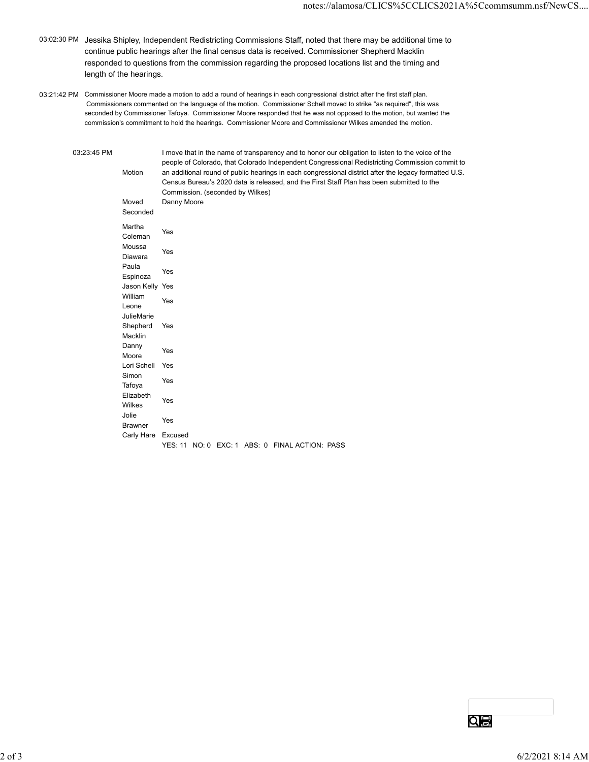03:02:30 PM Jessika Shipley, Independent Redistricting Commissions Staff, noted that there may be additional time to continue public hearings after the final census data is received. Commissioner Shepherd Macklin responded to questions from the commission regarding the proposed locations list and the timing and length of the hearings.

03:21:42 PM Commissioner Moore made a motion to add a round of hearings in each congressional district after the first staff plan. Commissioners commented on the language of the motion. Commissioner Schell moved to strike "as required", this was seconded by Commissioner Tafoya. Commissioner Moore responded that he was not opposed to the motion, but wanted the commission's commitment to hold the hearings. Commissioner Moore and Commissioner Wilkes amended the motion.

03:23:45 PM

| | |
|---|---|
| Motion | I move that in the name of transparency and to honor our obligation to listen to the voice of the people of Colorado, that Colorado Independent Congressional Redistricting Commission commit to an additional round of public hearings in each congressional district after the legacy formatted U.S. Census Bureau's 2020 data is released, and the First Staff Plan has been submitted to the Commission. (seconded by Wilkes) |
| Moved | Danny Moore |
| Seconded | |
| Martha Coleman | Yes |
| Moussa Diawara | Yes |
| Paula Espinoza | Yes |
| Jason Kelly | Yes |
| William Leone | Yes |
| JulieMarie Shepherd Macklin | Yes |
| Danny Moore | Yes |
| Lori Schell | Yes |
| Simon Tafoya | Yes |
| Elizabeth Wilkes | Yes |
| Jolie Brawner | Yes |
| Carly Hare | Excused |
| | YES: 11 NO: 0 EXC: 1 ABS: 0 FINAL ACTION: PASS |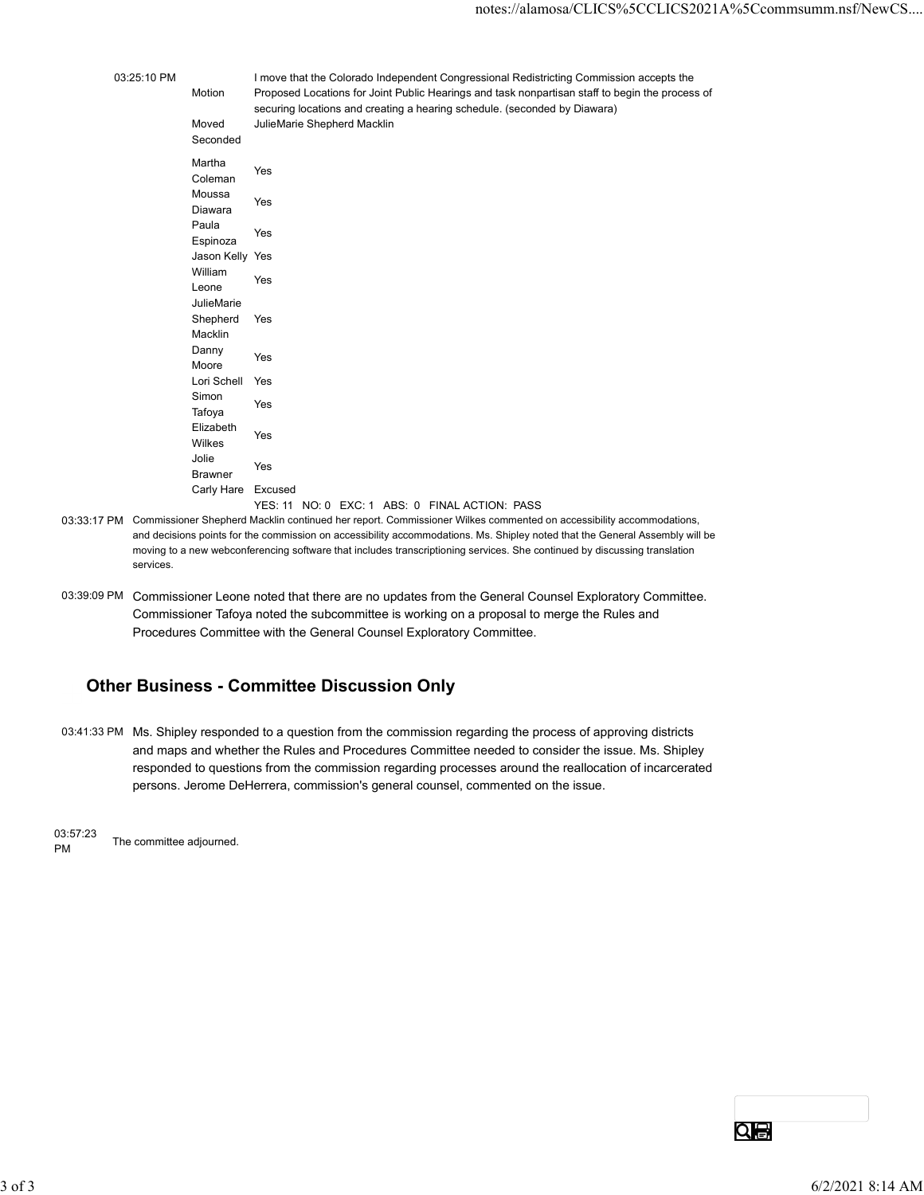| | | |
|---|---|---|
| 03:25:10 PM | Motion | I move that the Colorado Independent Congressional Redistricting Commission accepts the Proposed Locations for Joint Public Hearings and task nonpartisan staff to begin the process of securing locations and creating a hearing schedule. (seconded by Diawara) |
| | Moved | JulieMarie Shepherd Macklin |
| | Seconded | |
| | Martha Coleman | Yes |
| | Moussa Diawara | Yes |
| | Paula Espinoza | Yes |
| | Jason Kelly | Yes |
| | William Leone | Yes |
| | JulieMarie Shepherd Macklin | Yes |
| | Danny Moore | Yes |
| | Lori Schell | Yes |
| | Simon Tafoya | Yes |
| | Elizabeth Wilkes | Yes |
| | Jolie Brawner | Yes |
| | Carly Hare | Excused |
| | | YES: 11 NO: 0 EXC: 1 ABS: 0 FINAL ACTION: PASS |

03:33:17 PM Commissioner Shepherd Macklin continued her report. Commissioner Wilkes commented on accessibility accommodations, and decisions points for the commission on accessibility accommodations. Ms. Shipley noted that the General Assembly will be moving to a new webconferencing software that includes transcriptioning services. She continued by discussing translation services.

03:39:09 PM Commissioner Leone noted that there are no updates from the General Counsel Exploratory Committee. Commissioner Tafoya noted the subcommittee is working on a proposal to merge the Rules and Procedures Committee with the General Counsel Exploratory Committee.

## Other Business - Committee Discussion Only

03:41:33 PM Ms. Shipley responded to a question from the commission regarding the process of approving districts and maps and whether the Rules and Procedures Committee needed to consider the issue. Ms. Shipley responded to questions from the commission regarding processes around the reallocation of incarcerated persons. Jerome DeHerrera, commission's general counsel, commented on the issue.

03:57:23 PM The committee adjourned.